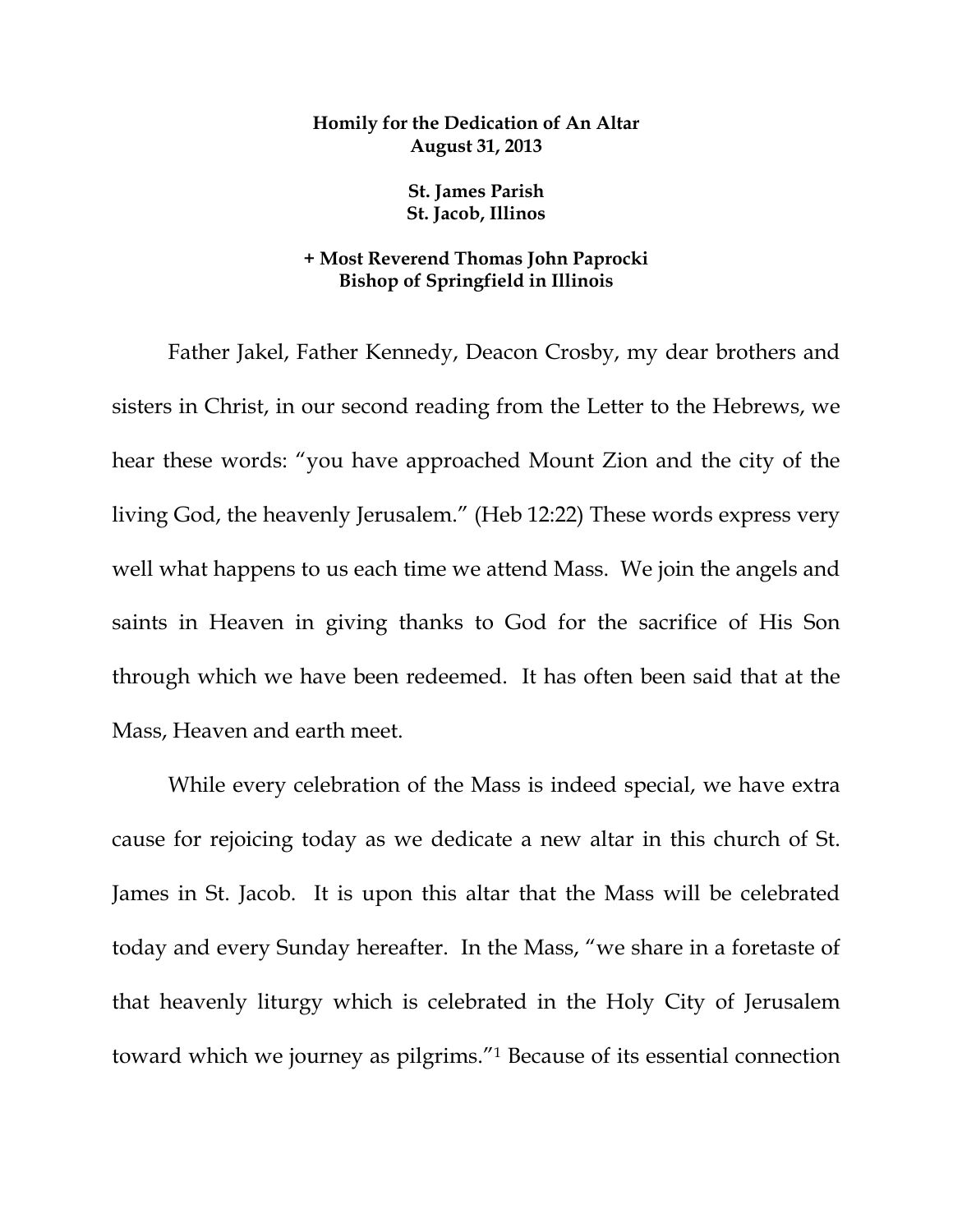**Homily for the Dedication of An Altar**
**August 31, 2013**

**St. James Parish**
**St. Jacob, Illinos**

**+ Most Reverend Thomas John Paprocki**
**Bishop of Springfield in Illinois**

Father Jakel, Father Kennedy, Deacon Crosby, my dear brothers and sisters in Christ, in our second reading from the Letter to the Hebrews, we hear these words: "you have approached Mount Zion and the city of the living God, the heavenly Jerusalem." (Heb 12:22) These words express very well what happens to us each time we attend Mass. We join the angels and saints in Heaven in giving thanks to God for the sacrifice of His Son through which we have been redeemed. It has often been said that at the Mass, Heaven and earth meet.

While every celebration of the Mass is indeed special, we have extra cause for rejoicing today as we dedicate a new altar in this church of St. James in St. Jacob. It is upon this altar that the Mass will be celebrated today and every Sunday hereafter. In the Mass, "we share in a foretaste of that heavenly liturgy which is celebrated in the Holy City of Jerusalem toward which we journey as pilgrims."[1] Because of its essential connection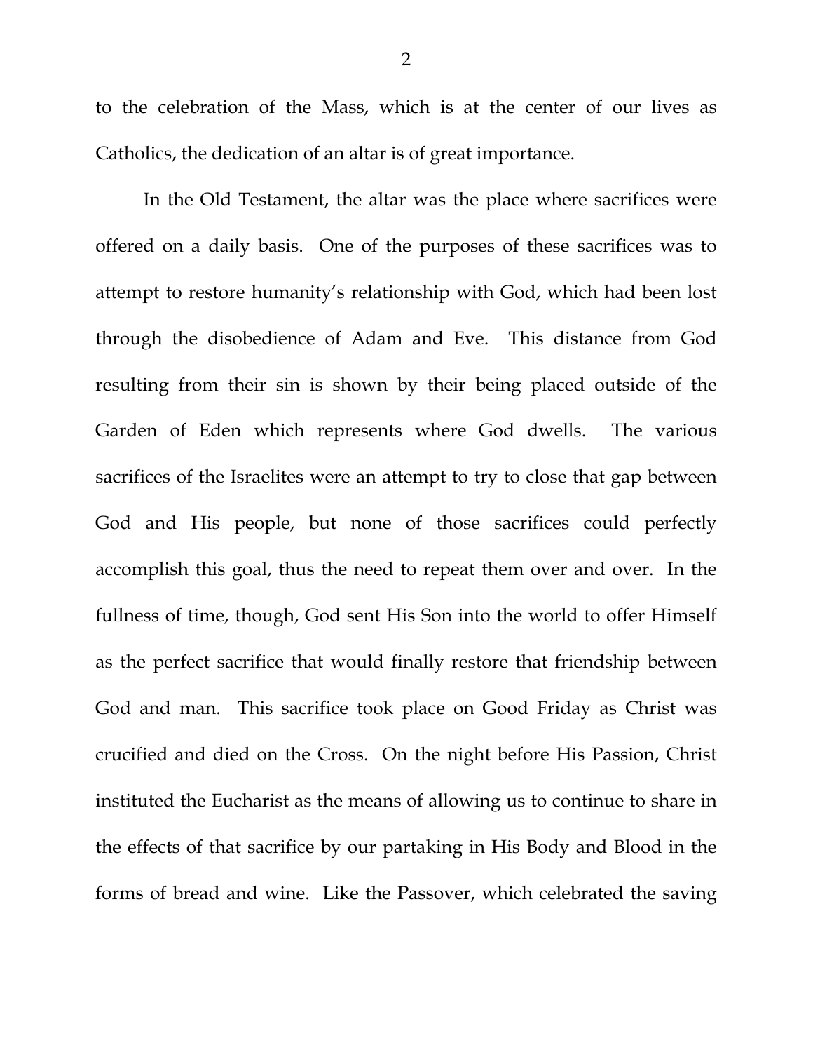to the celebration of the Mass, which is at the center of our lives as Catholics, the dedication of an altar is of great importance.

In the Old Testament, the altar was the place where sacrifices were offered on a daily basis. One of the purposes of these sacrifices was to attempt to restore humanity's relationship with God, which had been lost through the disobedience of Adam and Eve. This distance from God resulting from their sin is shown by their being placed outside of the Garden of Eden which represents where God dwells. The various sacrifices of the Israelites were an attempt to try to close that gap between God and His people, but none of those sacrifices could perfectly accomplish this goal, thus the need to repeat them over and over. In the fullness of time, though, God sent His Son into the world to offer Himself as the perfect sacrifice that would finally restore that friendship between God and man. This sacrifice took place on Good Friday as Christ was crucified and died on the Cross. On the night before His Passion, Christ instituted the Eucharist as the means of allowing us to continue to share in the effects of that sacrifice by our partaking in His Body and Blood in the forms of bread and wine. Like the Passover, which celebrated the saving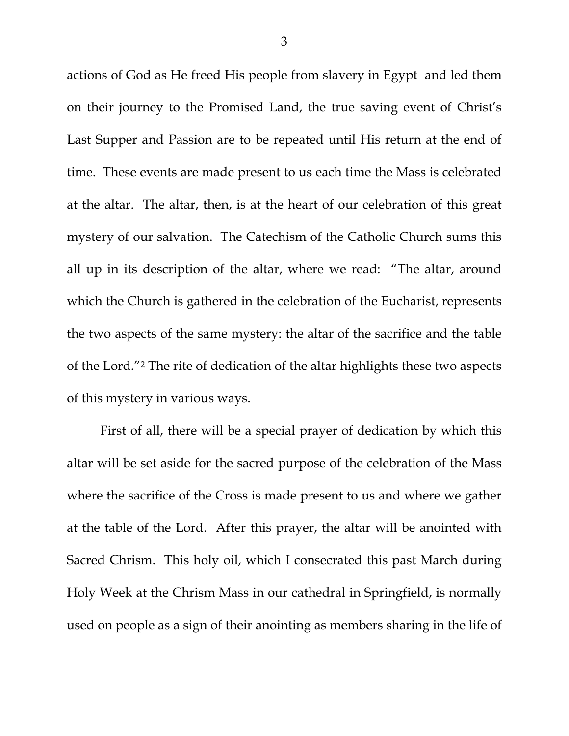actions of God as He freed His people from slavery in Egypt and led them on their journey to the Promised Land, the true saving event of Christ's Last Supper and Passion are to be repeated until His return at the end of time. These events are made present to us each time the Mass is celebrated at the altar. The altar, then, is at the heart of our celebration of this great mystery of our salvation. The Catechism of the Catholic Church sums this all up in its description of the altar, where we read: "The altar, around which the Church is gathered in the celebration of the Eucharist, represents the two aspects of the same mystery: the altar of the sacrifice and the table of the Lord."[2] The rite of dedication of the altar highlights these two aspects of this mystery in various ways.

First of all, there will be a special prayer of dedication by which this altar will be set aside for the sacred purpose of the celebration of the Mass where the sacrifice of the Cross is made present to us and where we gather at the table of the Lord. After this prayer, the altar will be anointed with Sacred Chrism. This holy oil, which I consecrated this past March during Holy Week at the Chrism Mass in our cathedral in Springfield, is normally used on people as a sign of their anointing as members sharing in the life of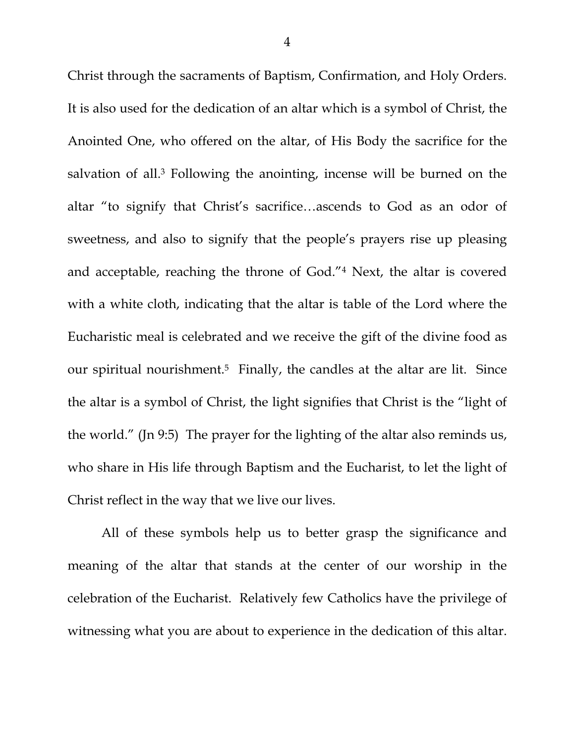Christ through the sacraments of Baptism, Confirmation, and Holy Orders. It is also used for the dedication of an altar which is a symbol of Christ, the Anointed One, who offered on the altar, of His Body the sacrifice for the salvation of all.[3] Following the anointing, incense will be burned on the altar "to signify that Christ's sacrifice…ascends to God as an odor of sweetness, and also to signify that the people's prayers rise up pleasing and acceptable, reaching the throne of God."[4] Next, the altar is covered with a white cloth, indicating that the altar is table of the Lord where the Eucharistic meal is celebrated and we receive the gift of the divine food as our spiritual nourishment.[5] Finally, the candles at the altar are lit. Since the altar is a symbol of Christ, the light signifies that Christ is the "light of the world." (Jn 9:5) The prayer for the lighting of the altar also reminds us, who share in His life through Baptism and the Eucharist, to let the light of Christ reflect in the way that we live our lives.

All of these symbols help us to better grasp the significance and meaning of the altar that stands at the center of our worship in the celebration of the Eucharist. Relatively few Catholics have the privilege of witnessing what you are about to experience in the dedication of this altar.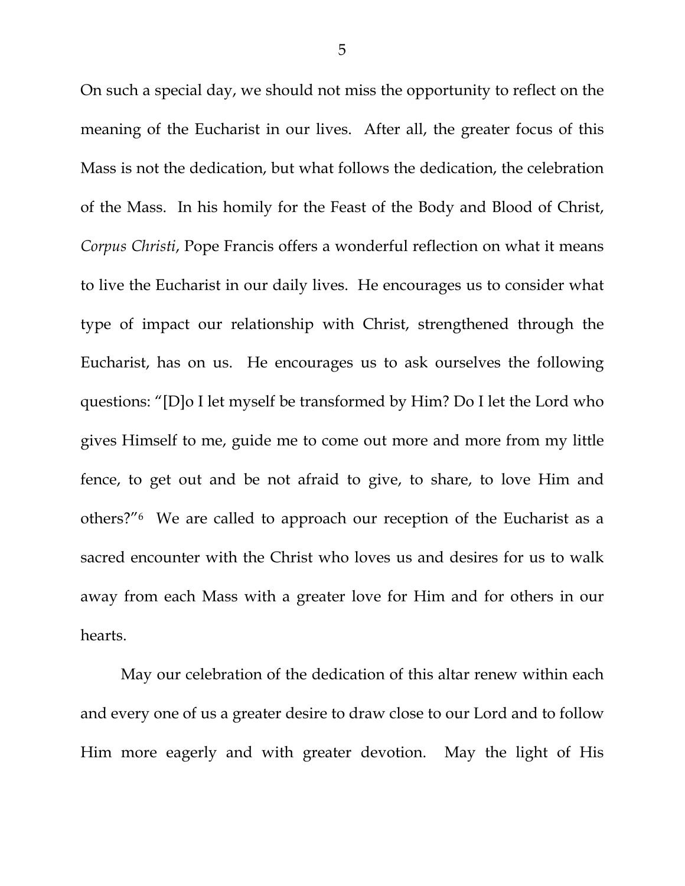On such a special day, we should not miss the opportunity to reflect on the meaning of the Eucharist in our lives. After all, the greater focus of this Mass is not the dedication, but what follows the dedication, the celebration of the Mass. In his homily for the Feast of the Body and Blood of Christ, *Corpus Christi*, Pope Francis offers a wonderful reflection on what it means to live the Eucharist in our daily lives. He encourages us to consider what type of impact our relationship with Christ, strengthened through the Eucharist, has on us. He encourages us to ask ourselves the following questions: "[D]o I let myself be transformed by Him? Do I let the Lord who gives Himself to me, guide me to come out more and more from my little fence, to get out and be not afraid to give, to share, to love Him and others?"[6] We are called to approach our reception of the Eucharist as a sacred encounter with the Christ who loves us and desires for us to walk away from each Mass with a greater love for Him and for others in our hearts.

May our celebration of the dedication of this altar renew within each and every one of us a greater desire to draw close to our Lord and to follow Him more eagerly and with greater devotion. May the light of His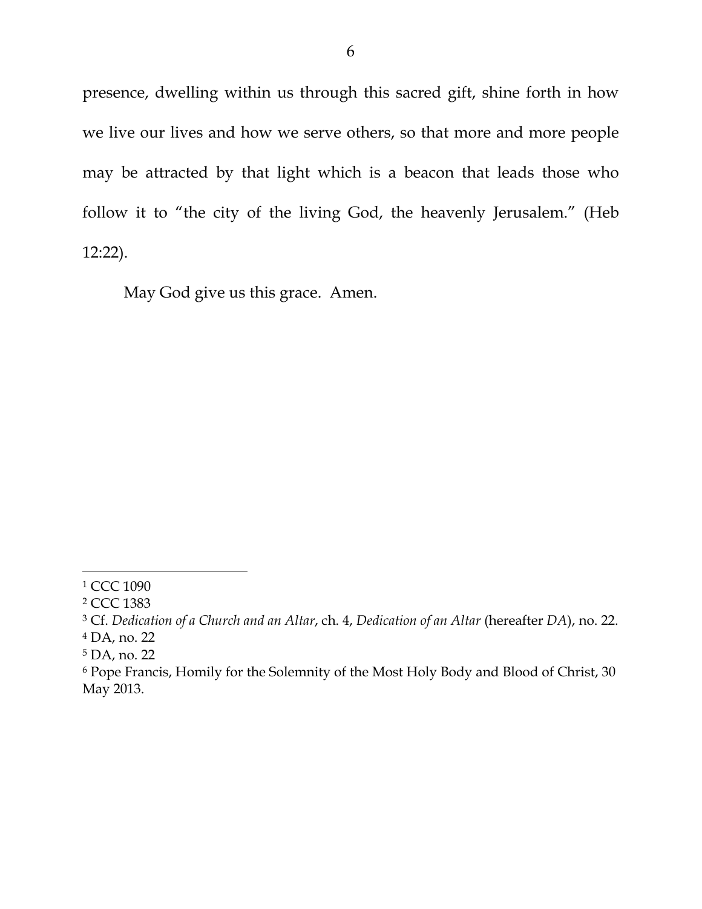presence, dwelling within us through this sacred gift, shine forth in how we live our lives and how we serve others, so that more and more people may be attracted by that light which is a beacon that leads those who follow it to "the city of the living God, the heavenly Jerusalem." (Heb 12:22).

May God give us this grace. Amen.

---

[1] CCC 1090

[2] CCC 1383

[3] Cf. *Dedication of a Church and an Altar*, ch. 4, *Dedication of an Altar* (hereafter *DA*), no. 22.

[4] DA, no. 22

[5] DA, no. 22

[6] Pope Francis, Homily for the Solemnity of the Most Holy Body and Blood of Christ, 30 May 2013.